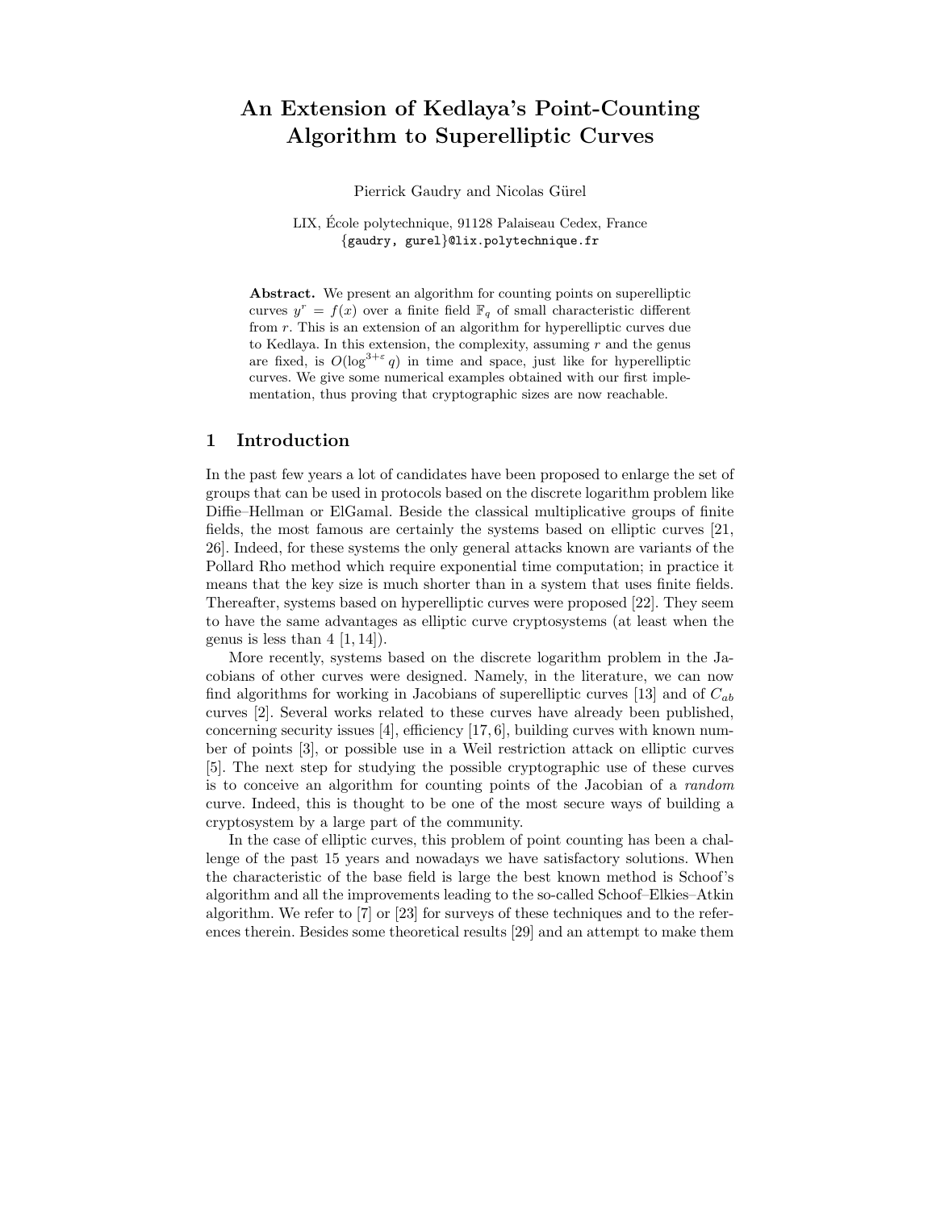# An Extension of Kedlaya's Point-Counting Algorithm to Superelliptic Curves

Pierrick Gaudry and Nicolas Gürel

LIX, École polytechnique, 91128 Palaiseau Cedex, France
{gaudry, gurel}@lix.polytechnique.fr

**Abstract.** We present an algorithm for counting points on superelliptic curves $y^r = f(x)$ over a finite field $\mathbb{F}_q$ of small characteristic different from $r$. This is an extension of an algorithm for hyperelliptic curves due to Kedlaya. In this extension, the complexity, assuming $r$ and the genus are fixed, is $O(\log^{3+\varepsilon} q)$ in time and space, just like for hyperelliptic curves. We give some numerical examples obtained with our first implementation, thus proving that cryptographic sizes are now reachable.

## 1 Introduction

In the past few years a lot of candidates have been proposed to enlarge the set of groups that can be used in protocols based on the discrete logarithm problem like Diffie–Hellman or ElGamal. Beside the classical multiplicative groups of finite fields, the most famous are certainly the systems based on elliptic curves [21, 26]. Indeed, for these systems the only general attacks known are variants of the Pollard Rho method which require exponential time computation; in practice it means that the key size is much shorter than in a system that uses finite fields. Thereafter, systems based on hyperelliptic curves were proposed [22]. They seem to have the same advantages as elliptic curve cryptosystems (at least when the genus is less than 4 [1, 14]).

More recently, systems based on the discrete logarithm problem in the Jacobians of other curves were designed. Namely, in the literature, we can now find algorithms for working in Jacobians of superelliptic curves [13] and of $C_{ab}$ curves [2]. Several works related to these curves have already been published, concerning security issues [4], efficiency [17, 6], building curves with known number of points [3], or possible use in a Weil restriction attack on elliptic curves [5]. The next step for studying the possible cryptographic use of these curves is to conceive an algorithm for counting points of the Jacobian of a *random* curve. Indeed, this is thought to be one of the most secure ways of building a cryptosystem by a large part of the community.

In the case of elliptic curves, this problem of point counting has been a challenge of the past 15 years and nowadays we have satisfactory solutions. When the characteristic of the base field is large the best known method is Schoof's algorithm and all the improvements leading to the so-called Schoof–Elkies–Atkin algorithm. We refer to [7] or [23] for surveys of these techniques and to the references therein. Besides some theoretical results [29] and an attempt to make them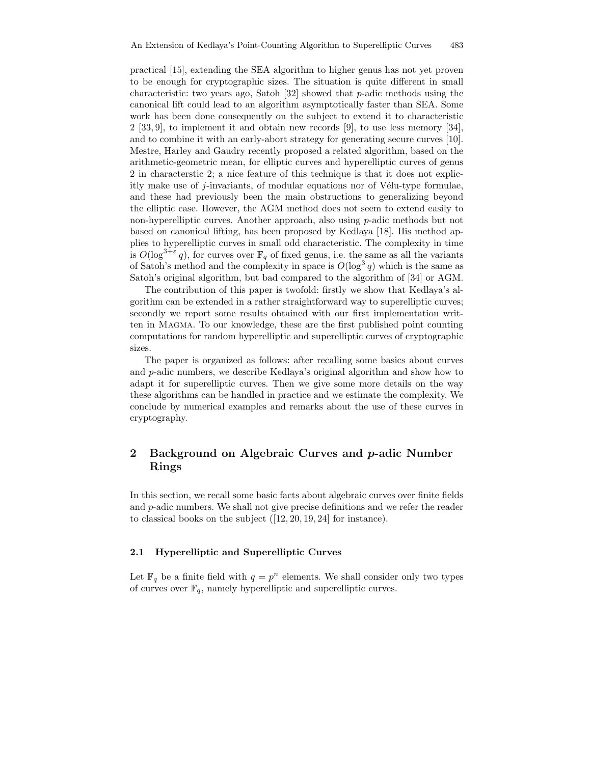practical [15], extending the SEA algorithm to higher genus has not yet proven to be enough for cryptographic sizes. The situation is quite different in small characteristic: two years ago, Satoh [32] showed that $p$-adic methods using the canonical lift could lead to an algorithm asymptotically faster than SEA. Some work has been done consequently on the subject to extend it to characteristic 2 [33, 9], to implement it and obtain new records [9], to use less memory [34], and to combine it with an early-abort strategy for generating secure curves [10]. Mestre, Harley and Gaudry recently proposed a related algorithm, based on the arithmetic-geometric mean, for elliptic curves and hyperelliptic curves of genus 2 in characterstic 2; a nice feature of this technique is that it does not explicitly make use of $j$-invariants, of modular equations nor of Vélu-type formulae, and these had previously been the main obstructions to generalizing beyond the elliptic case. However, the AGM method does not seem to extend easily to non-hyperelliptic curves. Another approach, also using $p$-adic methods but not based on canonical lifting, has been proposed by Kedlaya [18]. His method applies to hyperelliptic curves in small odd characteristic. The complexity in time is $O(\log^{3+\varepsilon} q)$, for curves over $\mathbb{F}_q$ of fixed genus, i.e. the same as all the variants of Satoh's method and the complexity in space is $O(\log^3 q)$ which is the same as Satoh's original algorithm, but bad compared to the algorithm of [34] or AGM.

The contribution of this paper is twofold: firstly we show that Kedlaya's algorithm can be extended in a rather straightforward way to superelliptic curves; secondly we report some results obtained with our first implementation written in Magma. To our knowledge, these are the first published point counting computations for random hyperelliptic and superelliptic curves of cryptographic sizes.

The paper is organized as follows: after recalling some basics about curves and $p$-adic numbers, we describe Kedlaya's original algorithm and show how to adapt it for superelliptic curves. Then we give some more details on the way these algorithms can be handled in practice and we estimate the complexity. We conclude by numerical examples and remarks about the use of these curves in cryptography.

## 2 Background on Algebraic Curves and $p$-adic Number Rings

In this section, we recall some basic facts about algebraic curves over finite fields and $p$-adic numbers. We shall not give precise definitions and we refer the reader to classical books on the subject ([12, 20, 19, 24] for instance).

### 2.1 Hyperelliptic and Superelliptic Curves

Let $\mathbb{F}_q$ be a finite field with $q = p^n$ elements. We shall consider only two types of curves over $\mathbb{F}_q$, namely hyperelliptic and superelliptic curves.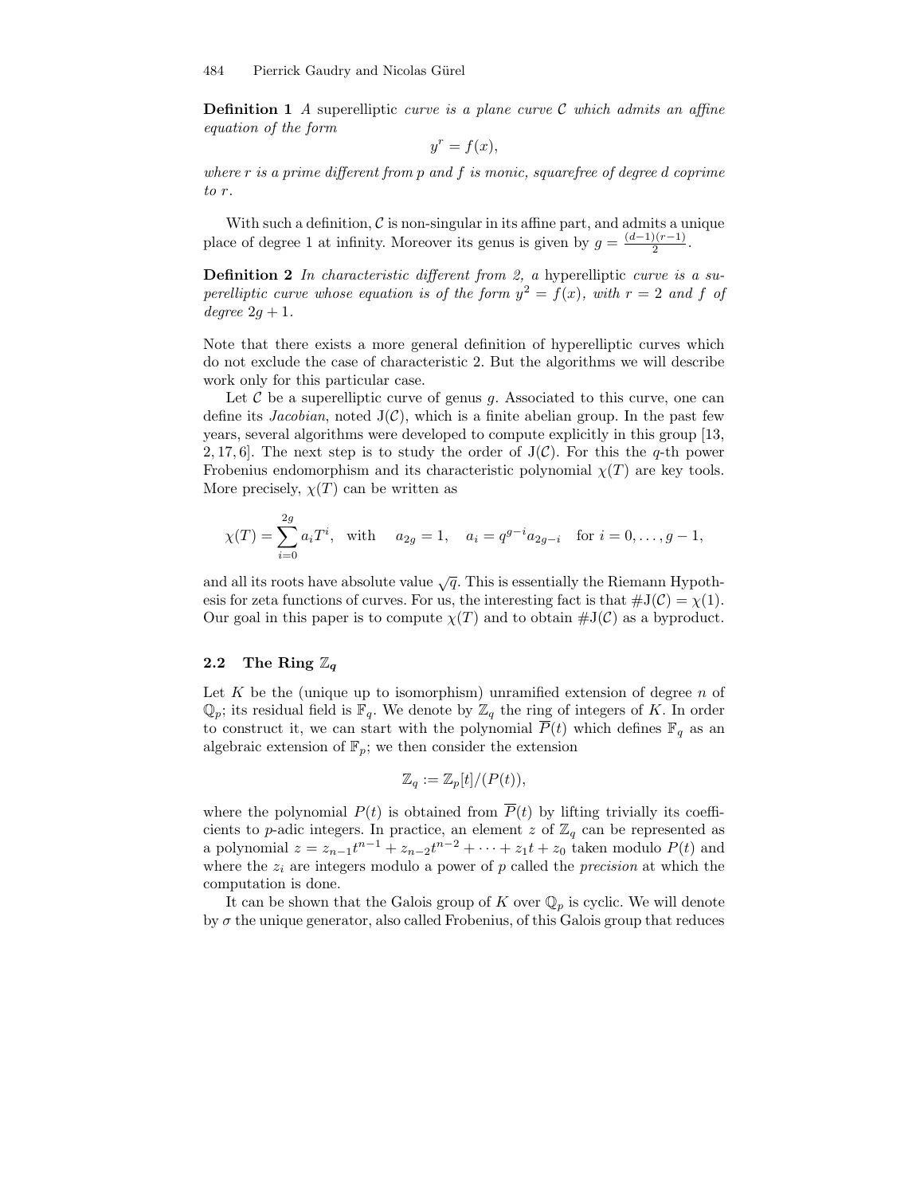**Definition 1** *A* superelliptic *curve is a plane curve $\mathcal{C}$ which admits an affine equation of the form*

$$y^r = f(x),$$

*where $r$ is a prime different from $p$ and $f$ is monic, squarefree of degree $d$ coprime to $r$.*

With such a definition, $\mathcal{C}$ is non-singular in its affine part, and admits a unique place of degree 1 at infinity. Moreover its genus is given by $g = \frac{(d-1)(r-1)}{2}$.

**Definition 2** *In characteristic different from 2, a* hyperelliptic *curve is a superelliptic curve whose equation is of the form $y^2 = f(x)$, with $r = 2$ and $f$ of degree $2g + 1$.*

Note that there exists a more general definition of hyperelliptic curves which do not exclude the case of characteristic 2. But the algorithms we will describe work only for this particular case.

Let $\mathcal{C}$ be a superelliptic curve of genus $g$. Associated to this curve, one can define its *Jacobian*, noted $\mathrm{J}(\mathcal{C})$, which is a finite abelian group. In the past few years, several algorithms were developed to compute explicitly in this group [13, 2, 17, 6]. The next step is to study the order of $\mathrm{J}(\mathcal{C})$. For this the $q$-th power Frobenius endomorphism and its characteristic polynomial $\chi(T)$ are key tools. More precisely, $\chi(T)$ can be written as

$$\chi(T) = \sum_{i=0}^{2g} a_i T^i, \quad \text{with} \quad a_{2g} = 1, \quad a_i = q^{g-i} a_{2g-i} \quad \text{for } i = 0, \dots, g-1,$$

and all its roots have absolute value $\sqrt{q}$. This is essentially the Riemann Hypothesis for zeta functions of curves. For us, the interesting fact is that $\#\mathrm{J}(\mathcal{C}) = \chi(1)$. Our goal in this paper is to compute $\chi(T)$ and to obtain $\#\mathrm{J}(\mathcal{C})$ as a byproduct.

### 2.2 The Ring $\mathbb{Z}_q$

Let $K$ be the (unique up to isomorphism) unramified extension of degree $n$ of $\mathbb{Q}_p$; its residual field is $\mathbb{F}_q$. We denote by $\mathbb{Z}_q$ the ring of integers of $K$. In order to construct it, we can start with the polynomial $\overline{P}(t)$ which defines $\mathbb{F}_q$ as an algebraic extension of $\mathbb{F}_p$; we then consider the extension

$$\mathbb{Z}_q := \mathbb{Z}_p[t]/(P(t)),$$

where the polynomial $P(t)$ is obtained from $\overline{P}(t)$ by lifting trivially its coefficients to $p$-adic integers. In practice, an element $z$ of $\mathbb{Z}_q$ can be represented as a polynomial $z = z_{n-1}t^{n-1} + z_{n-2}t^{n-2} + \cdots + z_1 t + z_0$ taken modulo $P(t)$ and where the $z_i$ are integers modulo a power of $p$ called the *precision* at which the computation is done.

It can be shown that the Galois group of $K$ over $\mathbb{Q}_p$ is cyclic. We will denote by $\sigma$ the unique generator, also called Frobenius, of this Galois group that reduces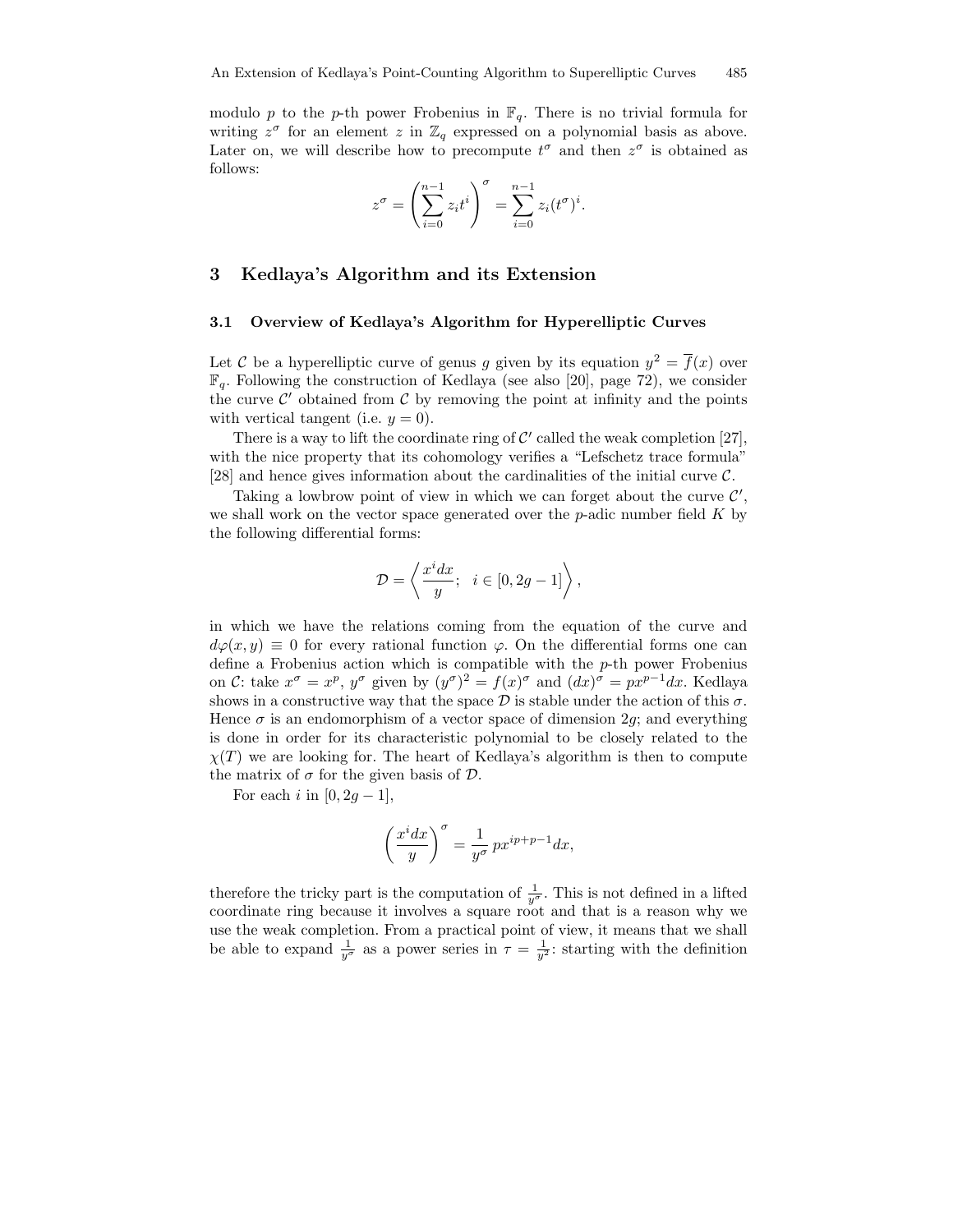modulo $p$ to the $p$-th power Frobenius in $\mathbb{F}_q$. There is no trivial formula for writing $z^\sigma$ for an element $z$ in $\mathbb{Z}_q$ expressed on a polynomial basis as above. Later on, we will describe how to precompute $t^\sigma$ and then $z^\sigma$ is obtained as follows:

$$z^\sigma = \left( \sum_{i=0}^{n-1} z_i t^i \right)^\sigma = \sum_{i=0}^{n-1} z_i (t^\sigma)^i.$$

## 3 Kedlaya's Algorithm and its Extension

### 3.1 Overview of Kedlaya's Algorithm for Hyperelliptic Curves

Let $\mathcal{C}$ be a hyperelliptic curve of genus $g$ given by its equation $y^2 = \overline{f}(x)$ over $\mathbb{F}_q$. Following the construction of Kedlaya (see also [20], page 72), we consider the curve $\mathcal{C}'$ obtained from $\mathcal{C}$ by removing the point at infinity and the points with vertical tangent (i.e. $y = 0$).

There is a way to lift the coordinate ring of $\mathcal{C}'$ called the weak completion [27], with the nice property that its cohomology verifies a "Lefschetz trace formula" [28] and hence gives information about the cardinalities of the initial curve $\mathcal{C}$.

Taking a lowbrow point of view in which we can forget about the curve $\mathcal{C}'$, we shall work on the vector space generated over the $p$-adic number field $K$ by the following differential forms:

$$\mathcal{D} = \left\langle \frac{x^i dx}{y}; \quad i \in [0, 2g-1] \right\rangle,$$

in which we have the relations coming from the equation of the curve and $d\varphi(x, y) \equiv 0$ for every rational function $\varphi$. On the differential forms one can define a Frobenius action which is compatible with the $p$-th power Frobenius on $\mathcal{C}$: take $x^\sigma = x^p$, $y^\sigma$ given by $(y^\sigma)^2 = f(x)^\sigma$ and $(dx)^\sigma = px^{p-1}dx$. Kedlaya shows in a constructive way that the space $\mathcal{D}$ is stable under the action of this $\sigma$. Hence $\sigma$ is an endomorphism of a vector space of dimension $2g$; and everything is done in order for its characteristic polynomial to be closely related to the $\chi(T)$ we are looking for. The heart of Kedlaya's algorithm is then to compute the matrix of $\sigma$ for the given basis of $\mathcal{D}$.

For each $i$ in $[0, 2g-1]$,

$$\left( \frac{x^i dx}{y} \right)^\sigma = \frac{1}{y^\sigma} \, px^{ip+p-1} dx,$$

therefore the tricky part is the computation of $\frac{1}{y^\sigma}$. This is not defined in a lifted coordinate ring because it involves a square root and that is a reason why we use the weak completion. From a practical point of view, it means that we shall be able to expand $\frac{1}{y^\sigma}$ as a power series in $\tau = \frac{1}{y^2}$: starting with the definition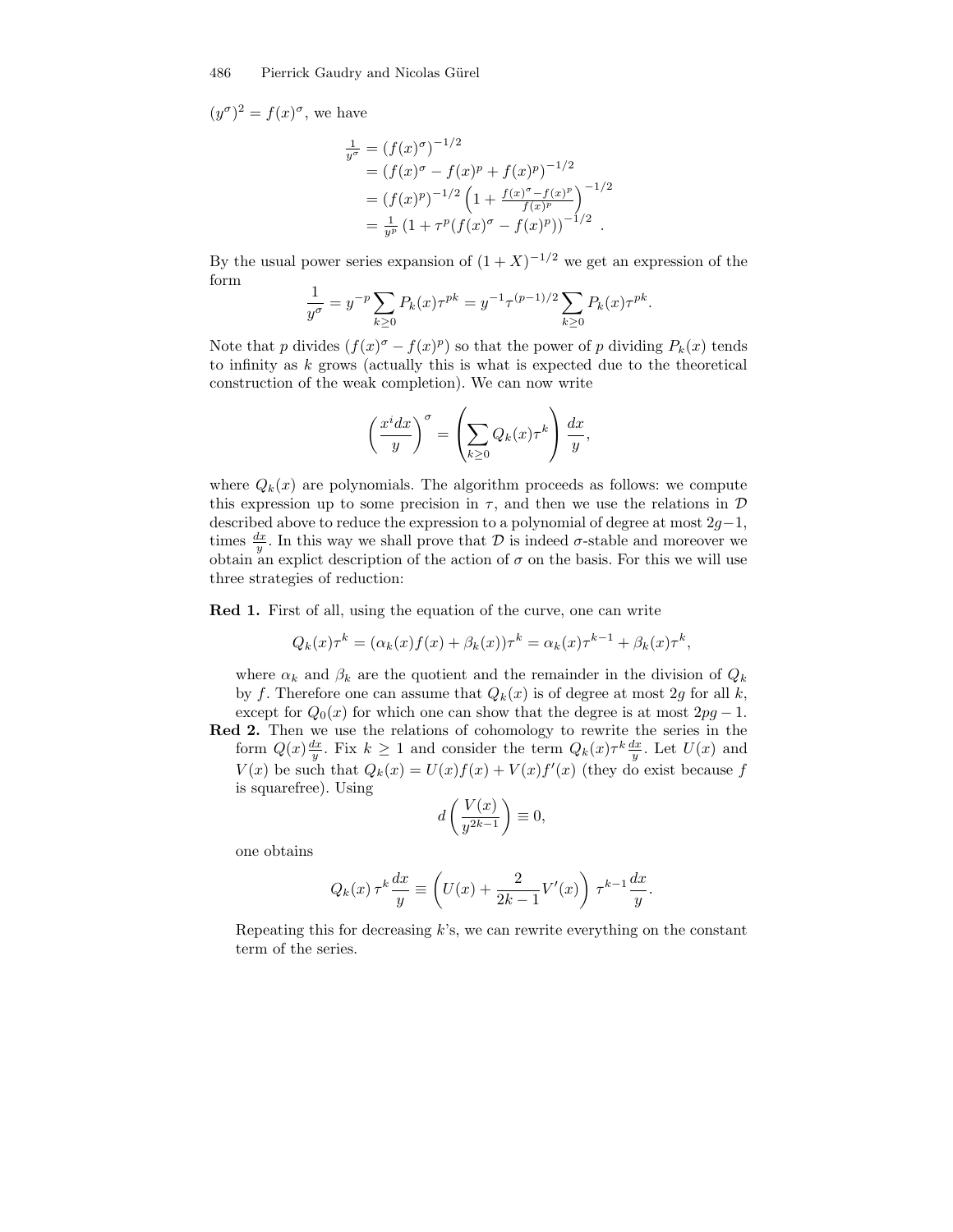$(y^\sigma)^2 = f(x)^\sigma$, we have

$$
\begin{aligned}
\tfrac{1}{y^\sigma} &= (f(x)^\sigma)^{-1/2} \\
&= (f(x)^\sigma - f(x)^p + f(x)^p)^{-1/2} \\
&= (f(x)^p)^{-1/2}\left(1 + \tfrac{f(x)^\sigma - f(x)^p}{f(x)^p}\right)^{-1/2} \\
&= \tfrac{1}{y^p}\left(1 + \tau^p(f(x)^\sigma - f(x)^p)\right)^{-1/2} .
\end{aligned}
$$

By the usual power series expansion of $(1+X)^{-1/2}$ we get an expression of the form

$$
\frac{1}{y^\sigma} = y^{-p}\sum_{k\geq 0} P_k(x)\tau^{pk} = y^{-1}\tau^{(p-1)/2}\sum_{k\geq 0} P_k(x)\tau^{pk}.
$$

Note that $p$ divides $(f(x)^\sigma - f(x)^p)$ so that the power of $p$ dividing $P_k(x)$ tends to infinity as $k$ grows (actually this is what is expected due to the theoretical construction of the weak completion). We can now write

$$
\left(\frac{x^i dx}{y}\right)^\sigma = \left(\sum_{k\geq 0} Q_k(x)\tau^k\right)\frac{dx}{y},
$$

where $Q_k(x)$ are polynomials. The algorithm proceeds as follows: we compute this expression up to some precision in $\tau$, and then we use the relations in $\mathcal{D}$ described above to reduce the expression to a polynomial of degree at most $2g-1$, times $\frac{dx}{y}$. In this way we shall prove that $\mathcal{D}$ is indeed $\sigma$-stable and moreover we obtain an explict description of the action of $\sigma$ on the basis. For this we will use three strategies of reduction:

**Red 1.** First of all, using the equation of the curve, one can write

$$
Q_k(x)\tau^k = (\alpha_k(x)f(x) + \beta_k(x))\tau^k = \alpha_k(x)\tau^{k-1} + \beta_k(x)\tau^k,
$$

where $\alpha_k$ and $\beta_k$ are the quotient and the remainder in the division of $Q_k$ by $f$. Therefore one can assume that $Q_k(x)$ is of degree at most $2g$ for all $k$, except for $Q_0(x)$ for which one can show that the degree is at most $2pg-1$.

**Red 2.** Then we use the relations of cohomology to rewrite the series in the form $Q(x)\frac{dx}{y}$. Fix $k \geq 1$ and consider the term $Q_k(x)\tau^k\frac{dx}{y}$. Let $U(x)$ and $V(x)$ be such that $Q_k(x) = U(x)f(x) + V(x)f'(x)$ (they do exist because $f$ is squarefree). Using

$$
d\left(\frac{V(x)}{y^{2k-1}}\right) \equiv 0,
$$

one obtains

$$
Q_k(x)\,\tau^k\frac{dx}{y} \equiv \left(U(x) + \frac{2}{2k-1}V'(x)\right)\,\tau^{k-1}\frac{dx}{y}.
$$

Repeating this for decreasing $k$'s, we can rewrite everything on the constant term of the series.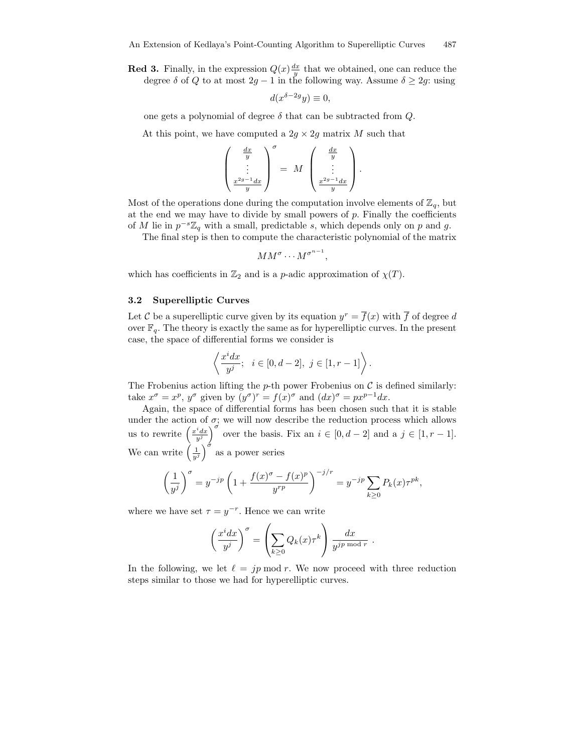**Red 3.** Finally, in the expression $Q(x)\frac{dx}{y}$ that we obtained, one can reduce the degree $\delta$ of $Q$ to at most $2g-1$ in the following way. Assume $\delta \geq 2g$: using

$$d(x^{\delta-2g}y) \equiv 0,$$

one gets a polynomial of degree $\delta$ that can be subtracted from $Q$.

At this point, we have computed a $2g \times 2g$ matrix $M$ such that

$$\begin{pmatrix} \frac{dx}{y} \\ \vdots \\ \frac{x^{2g-1}dx}{y} \end{pmatrix}^{\sigma} = M \begin{pmatrix} \frac{dx}{y} \\ \vdots \\ \frac{x^{2g-1}dx}{y} \end{pmatrix}.$$

Most of the operations done during the computation involve elements of $\mathbb{Z}_q$, but at the end we may have to divide by small powers of $p$. Finally the coefficients of $M$ lie in $p^{-s}\mathbb{Z}_q$ with a small, predictable $s$, which depends only on $p$ and $g$.

The final step is then to compute the characteristic polynomial of the matrix

$$MM^{\sigma} \cdots M^{\sigma^{n-1}},$$

which has coefficients in $\mathbb{Z}_2$ and is a $p$-adic approximation of $\chi(T)$.

### 3.2 Superelliptic Curves

Let $\mathcal{C}$ be a superelliptic curve given by its equation $y^r = \overline{f}(x)$ with $\overline{f}$ of degree $d$ over $\mathbb{F}_q$. The theory is exactly the same as for hyperelliptic curves. In the present case, the space of differential forms we consider is

$$\left\langle \frac{x^i dx}{y^j};\ \ i \in [0, d-2],\ j \in [1, r-1] \right\rangle.$$

The Frobenius action lifting the $p$-th power Frobenius on $\mathcal{C}$ is defined similarly: take $x^{\sigma} = x^p$, $y^{\sigma}$ given by $(y^{\sigma})^r = f(x)^{\sigma}$ and $(dx)^{\sigma} = px^{p-1}dx$.

Again, the space of differential forms has been chosen such that it is stable under the action of $\sigma$; we will now describe the reduction process which allows us to rewrite $\left(\frac{x^i dx}{y^j}\right)^{\sigma}$ over the basis. Fix an $i \in [0, d-2]$ and a $j \in [1, r-1]$. We can write $\left(\frac{1}{y^j}\right)^{\sigma}$ as a power series

$$\left(\frac{1}{y^j}\right)^{\sigma} = y^{-jp}\left(1 + \frac{f(x)^{\sigma} - f(x)^p}{y^{rp}}\right)^{-j/r} = y^{-jp}\sum_{k\geq 0} P_k(x)\tau^{pk},$$

where we have set $\tau = y^{-r}$. Hence we can write

$$\left(\frac{x^i dx}{y^j}\right)^{\sigma} = \left(\sum_{k\geq 0} Q_k(x)\tau^k\right)\frac{dx}{y^{jp \bmod r}}\ .$$

In the following, we let $\ell = jp \bmod r$. We now proceed with three reduction steps similar to those we had for hyperelliptic curves.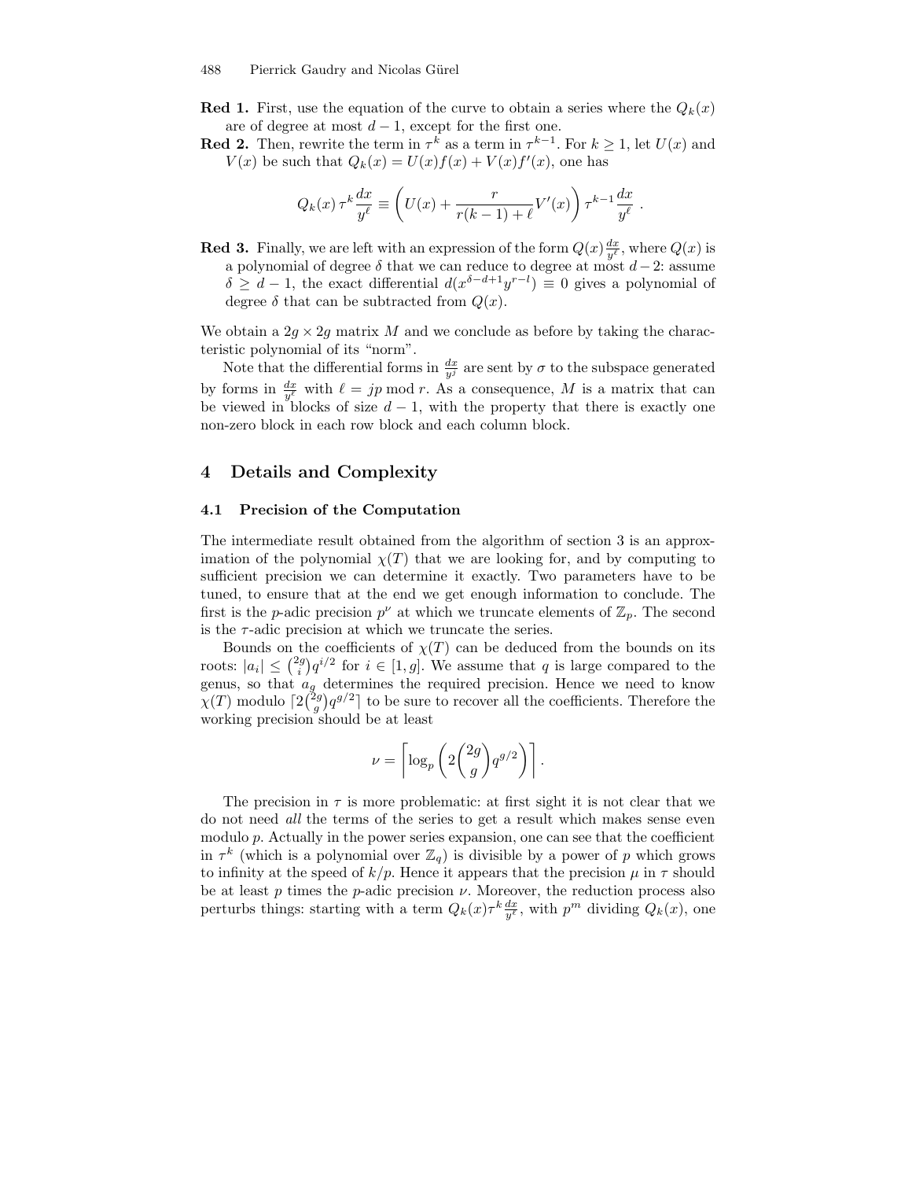**Red 1.** First, use the equation of the curve to obtain a series where the $Q_k(x)$ are of degree at most $d-1$, except for the first one.

**Red 2.** Then, rewrite the term in $\tau^k$ as a term in $\tau^{k-1}$. For $k \geq 1$, let $U(x)$ and $V(x)$ be such that $Q_k(x) = U(x)f(x) + V(x)f'(x)$, one has

$$Q_k(x)\,\tau^k \frac{dx}{y^\ell} \equiv \left( U(x) + \frac{r}{r(k-1)+\ell} V'(x) \right) \tau^{k-1} \frac{dx}{y^\ell} \;.$$

**Red 3.** Finally, we are left with an expression of the form $Q(x)\frac{dx}{y^\ell}$, where $Q(x)$ is a polynomial of degree $\delta$ that we can reduce to degree at most $d-2$: assume $\delta \geq d-1$, the exact differential $d(x^{\delta-d+1}y^{r-l}) \equiv 0$ gives a polynomial of degree $\delta$ that can be subtracted from $Q(x)$.

We obtain a $2g \times 2g$ matrix $M$ and we conclude as before by taking the characteristic polynomial of its "norm".

Note that the differential forms in $\frac{dx}{y^j}$ are sent by $\sigma$ to the subspace generated by forms in $\frac{dx}{y^\ell}$ with $\ell = jp \bmod r$. As a consequence, $M$ is a matrix that can be viewed in blocks of size $d-1$, with the property that there is exactly one non-zero block in each row block and each column block.

## 4 Details and Complexity

### 4.1 Precision of the Computation

The intermediate result obtained from the algorithm of section 3 is an approximation of the polynomial $\chi(T)$ that we are looking for, and by computing to sufficient precision we can determine it exactly. Two parameters have to be tuned, to ensure that at the end we get enough information to conclude. The first is the $p$-adic precision $p^\nu$ at which we truncate elements of $\mathbb{Z}_p$. The second is the $\tau$-adic precision at which we truncate the series.

Bounds on the coefficients of $\chi(T)$ can be deduced from the bounds on its roots: $|a_i| \leq \binom{2g}{i} q^{i/2}$ for $i \in [1, g]$. We assume that $q$ is large compared to the genus, so that $a_g$ determines the required precision. Hence we need to know $\chi(T)$ modulo $\lceil 2\binom{2g}{g} q^{g/2} \rceil$ to be sure to recover all the coefficients. Therefore the working precision should be at least

$$\nu = \left\lceil \log_p \left( 2\binom{2g}{g} q^{g/2} \right) \right\rceil .$$

The precision in $\tau$ is more problematic: at first sight it is not clear that we do not need *all* the terms of the series to get a result which makes sense even modulo $p$. Actually in the power series expansion, one can see that the coefficient in $\tau^k$ (which is a polynomial over $\mathbb{Z}_q$) is divisible by a power of $p$ which grows to infinity at the speed of $k/p$. Hence it appears that the precision $\mu$ in $\tau$ should be at least $p$ times the $p$-adic precision $\nu$. Moreover, the reduction process also perturbs things: starting with a term $Q_k(x)\tau^k\frac{dx}{y^\ell}$, with $p^m$ dividing $Q_k(x)$, one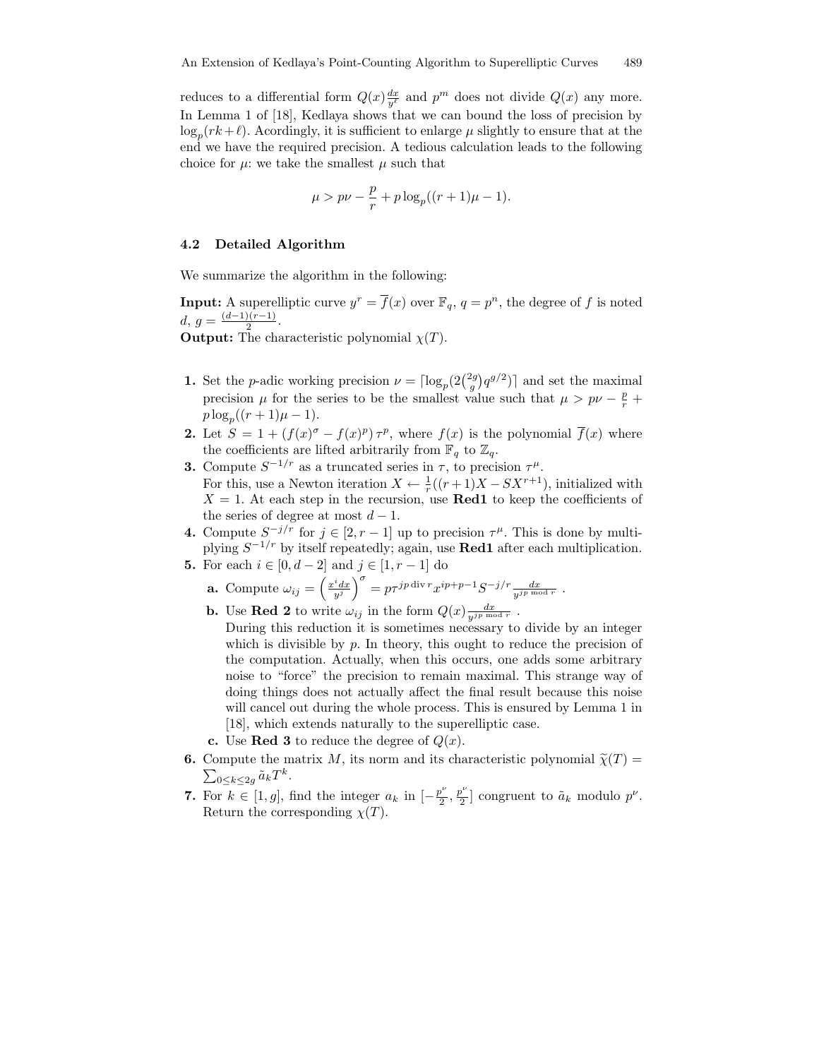reduces to a differential form $Q(x)\frac{dx}{y^\ell}$ and $p^m$ does not divide $Q(x)$ any more. In Lemma 1 of [18], Kedlaya shows that we can bound the loss of precision by $\log_p(rk+\ell)$. Acordingly, it is sufficient to enlarge $\mu$ slightly to ensure that at the end we have the required precision. A tedious calculation leads to the following choice for $\mu$: we take the smallest $\mu$ such that

$$\mu > p\nu - \frac{p}{r} + p\log_p((r+1)\mu - 1).$$

### 4.2 Detailed Algorithm

We summarize the algorithm in the following:

**Input:** A superelliptic curve $y^r = \overline{f}(x)$ over $\mathbb{F}_q$, $q = p^n$, the degree of $f$ is noted $d$, $g = \frac{(d-1)(r-1)}{2}$.
**Output:** The characteristic polynomial $\chi(T)$.

1. Set the $p$-adic working precision $\nu = \lceil \log_p(2\binom{2g}{g}q^{g/2}) \rceil$ and set the maximal precision $\mu$ for the series to be the smallest value such that $\mu > p\nu - \frac{p}{r} + p\log_p((r+1)\mu - 1)$.
2. Let $S = 1 + (f(x)^\sigma - f(x)^p)\,\tau^p$, where $f(x)$ is the polynomial $\overline{f}(x)$ where the coefficients are lifted arbitrarily from $\mathbb{F}_q$ to $\mathbb{Z}_q$.
3. Compute $S^{-1/r}$ as a truncated series in $\tau$, to precision $\tau^\mu$.
   For this, use a Newton iteration $X \leftarrow \frac{1}{r}((r+1)X - SX^{r+1})$, initialized with $X = 1$. At each step in the recursion, use **Red1** to keep the coefficients of the series of degree at most $d-1$.
4. Compute $S^{-j/r}$ for $j \in [2, r-1]$ up to precision $\tau^\mu$. This is done by multiplying $S^{-1/r}$ by itself repeatedly; again, use **Red1** after each multiplication.
5. For each $i \in [0, d-2]$ and $j \in [1, r-1]$ do
   **a.** Compute $\omega_{ij} = \left(\frac{x^i dx}{y^j}\right)^\sigma = p\tau^{jp \operatorname{div} r} x^{ip+p-1} S^{-j/r} \frac{dx}{y^{jp \bmod r}}$ .
   **b.** Use **Red 2** to write $\omega_{ij}$ in the form $Q(x)\frac{dx}{y^{jp \bmod r}}$ .
   During this reduction it is sometimes necessary to divide by an integer which is divisible by $p$. In theory, this ought to reduce the precision of the computation. Actually, when this occurs, one adds some arbitrary noise to "force" the precision to remain maximal. This strange way of doing things does not actually affect the final result because this noise will cancel out during the whole process. This is ensured by Lemma 1 in [18], which extends naturally to the superelliptic case.
   **c.** Use **Red 3** to reduce the degree of $Q(x)$.
6. Compute the matrix $M$, its norm and its characteristic polynomial $\widetilde{\chi}(T) = \sum_{0 \le k \le 2g} \tilde{a}_k T^k$.
7. For $k \in [1, g]$, find the integer $a_k$ in $[-\frac{p^\nu}{2}, \frac{p^\nu}{2}]$ congruent to $\tilde{a}_k$ modulo $p^\nu$. Return the corresponding $\chi(T)$.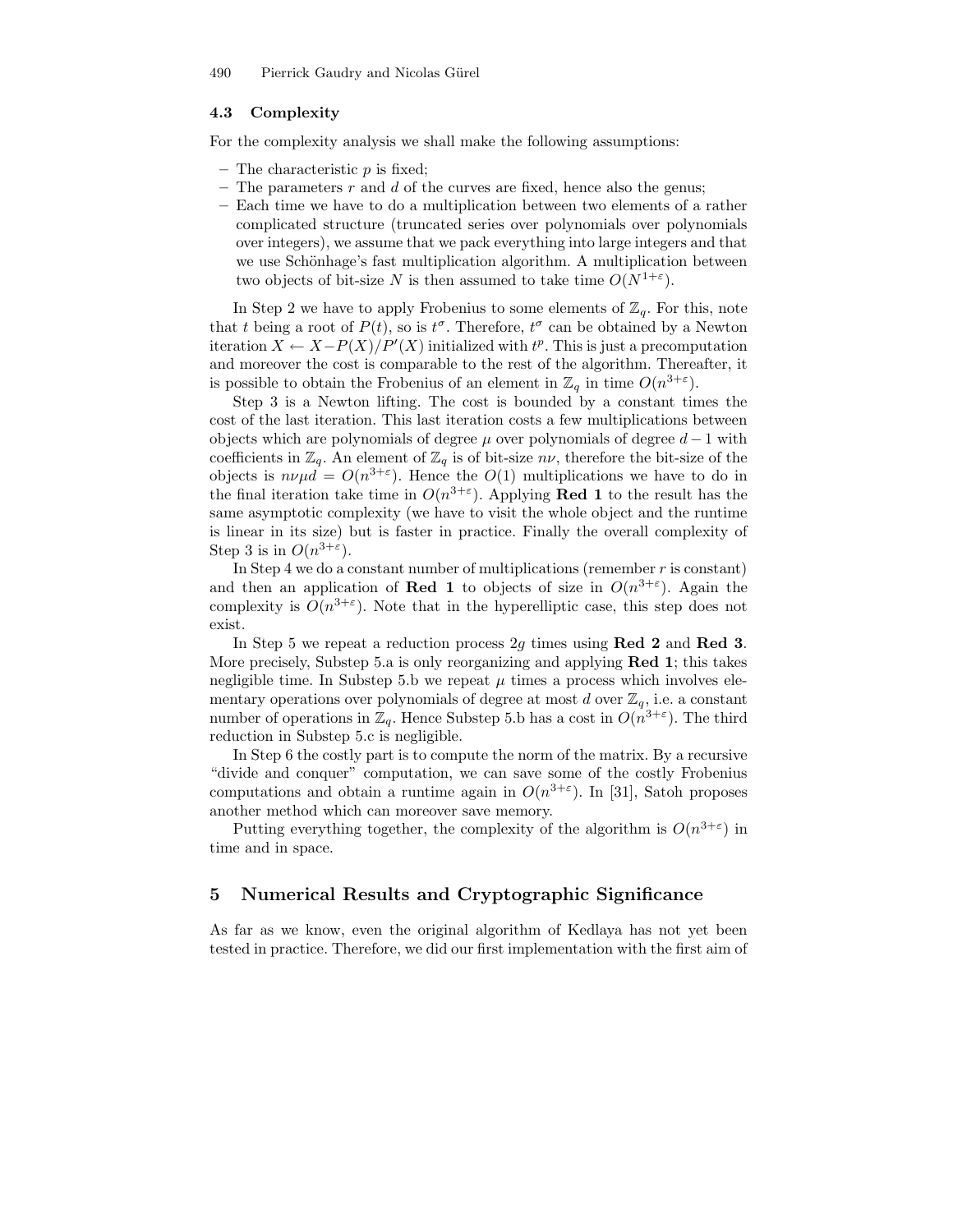### 4.3 Complexity

For the complexity analysis we shall make the following assumptions:

- The characteristic $p$ is fixed;
- The parameters $r$ and $d$ of the curves are fixed, hence also the genus;
- Each time we have to do a multiplication between two elements of a rather complicated structure (truncated series over polynomials over polynomials over integers), we assume that we pack everything into large integers and that we use Schönhage's fast multiplication algorithm. A multiplication between two objects of bit-size $N$ is then assumed to take time $O(N^{1+\varepsilon})$.

In Step 2 we have to apply Frobenius to some elements of $\mathbb{Z}_q$. For this, note that $t$ being a root of $P(t)$, so is $t^\sigma$. Therefore, $t^\sigma$ can be obtained by a Newton iteration $X \leftarrow X - P(X)/P'(X)$ initialized with $t^p$. This is just a precomputation and moreover the cost is comparable to the rest of the algorithm. Thereafter, it is possible to obtain the Frobenius of an element in $\mathbb{Z}_q$ in time $O(n^{3+\varepsilon})$.

Step 3 is a Newton lifting. The cost is bounded by a constant times the cost of the last iteration. This last iteration costs a few multiplications between objects which are polynomials of degree $\mu$ over polynomials of degree $d-1$ with coefficients in $\mathbb{Z}_q$. An element of $\mathbb{Z}_q$ is of bit-size $n\nu$, therefore the bit-size of the objects is $n\nu\mu d = O(n^{3+\varepsilon})$. Hence the $O(1)$ multiplications we have to do in the final iteration take time in $O(n^{3+\varepsilon})$. Applying **Red 1** to the result has the same asymptotic complexity (we have to visit the whole object and the runtime is linear in its size) but is faster in practice. Finally the overall complexity of Step 3 is in $O(n^{3+\varepsilon})$.

In Step 4 we do a constant number of multiplications (remember $r$ is constant) and then an application of **Red 1** to objects of size in $O(n^{3+\varepsilon})$. Again the complexity is $O(n^{3+\varepsilon})$. Note that in the hyperelliptic case, this step does not exist.

In Step 5 we repeat a reduction process $2g$ times using **Red 2** and **Red 3**. More precisely, Substep 5.a is only reorganizing and applying **Red 1**; this takes negligible time. In Substep 5.b we repeat $\mu$ times a process which involves elementary operations over polynomials of degree at most $d$ over $\mathbb{Z}_q$, i.e. a constant number of operations in $\mathbb{Z}_q$. Hence Substep 5.b has a cost in $O(n^{3+\varepsilon})$. The third reduction in Substep 5.c is negligible.

In Step 6 the costly part is to compute the norm of the matrix. By a recursive "divide and conquer" computation, we can save some of the costly Frobenius computations and obtain a runtime again in $O(n^{3+\varepsilon})$. In [31], Satoh proposes another method which can moreover save memory.

Putting everything together, the complexity of the algorithm is $O(n^{3+\varepsilon})$ in time and in space.

## 5 Numerical Results and Cryptographic Significance

As far as we know, even the original algorithm of Kedlaya has not yet been tested in practice. Therefore, we did our first implementation with the first aim of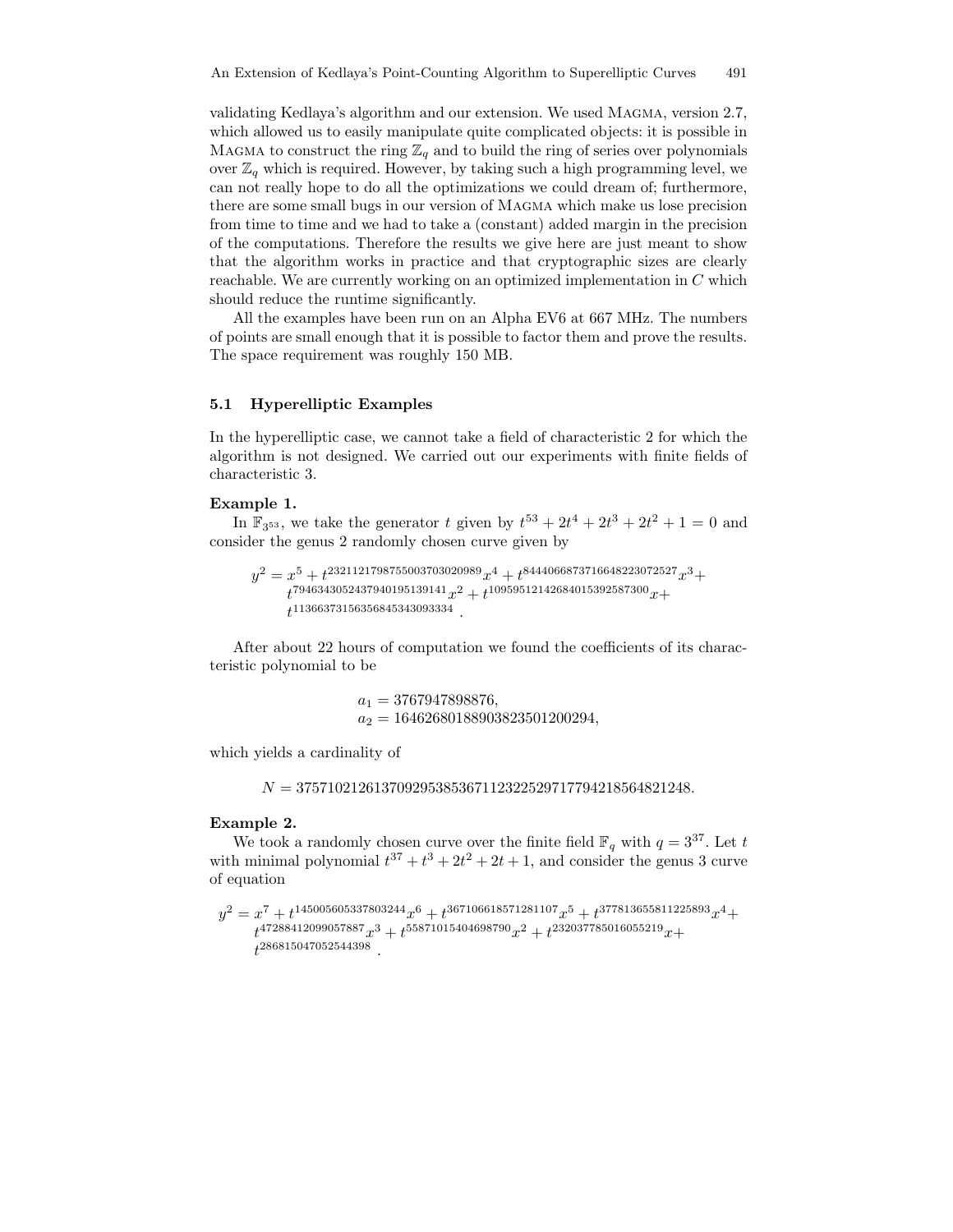validating Kedlaya's algorithm and our extension. We used Magma, version 2.7, which allowed us to easily manipulate quite complicated objects: it is possible in Magma to construct the ring $\mathbb{Z}_q$ and to build the ring of series over polynomials over $\mathbb{Z}_q$ which is required. However, by taking such a high programming level, we can not really hope to do all the optimizations we could dream of; furthermore, there are some small bugs in our version of Magma which make us lose precision from time to time and we had to take a (constant) added margin in the precision of the computations. Therefore the results we give here are just meant to show that the algorithm works in practice and that cryptographic sizes are clearly reachable. We are currently working on an optimized implementation in $C$ which should reduce the runtime significantly.

All the examples have been run on an Alpha EV6 at 667 MHz. The numbers of points are small enough that it is possible to factor them and prove the results. The space requirement was roughly 150 MB.

### 5.1 Hyperelliptic Examples

In the hyperelliptic case, we cannot take a field of characteristic 2 for which the algorithm is not designed. We carried out our experiments with finite fields of characteristic 3.

**Example 1.**
In $\mathbb{F}_{3^{53}}$, we take the generator $t$ given by $t^{53} + 2t^4 + 2t^3 + 2t^2 + 1 = 0$ and consider the genus 2 randomly chosen curve given by

$$y^2 = x^5 + t^{2321121798755003703020989}x^4 + t^{8444066873716648223072527}x^3 + t^{7946343052437940195139141}x^2 + t^{10959512142684015392587300}x + t^{11366373156356845343093334}.$$

After about 22 hours of computation we found the coefficients of its characteristic polynomial to be

$$a_1 = 3767947898876,$$
$$a_2 = 16462680188903823501200294,$$

which yields a cardinality of

$$N = 3757102126137092953853671123225297177942185648212​48.$$

**Example 2.**
We took a randomly chosen curve over the finite field $\mathbb{F}_q$ with $q = 3^{37}$. Let $t$ with minimal polynomial $t^{37} + t^3 + 2t^2 + 2t + 1$, and consider the genus 3 curve of equation

$$y^2 = x^7 + t^{145005605337803244}x^6 + t^{367106618571281107}x^5 + t^{377813655811225893}x^4 + t^{47288412099057887}x^3 + t^{55871015404698790}x^2 + t^{232037785016055219}x + t^{286815047052544398}.$$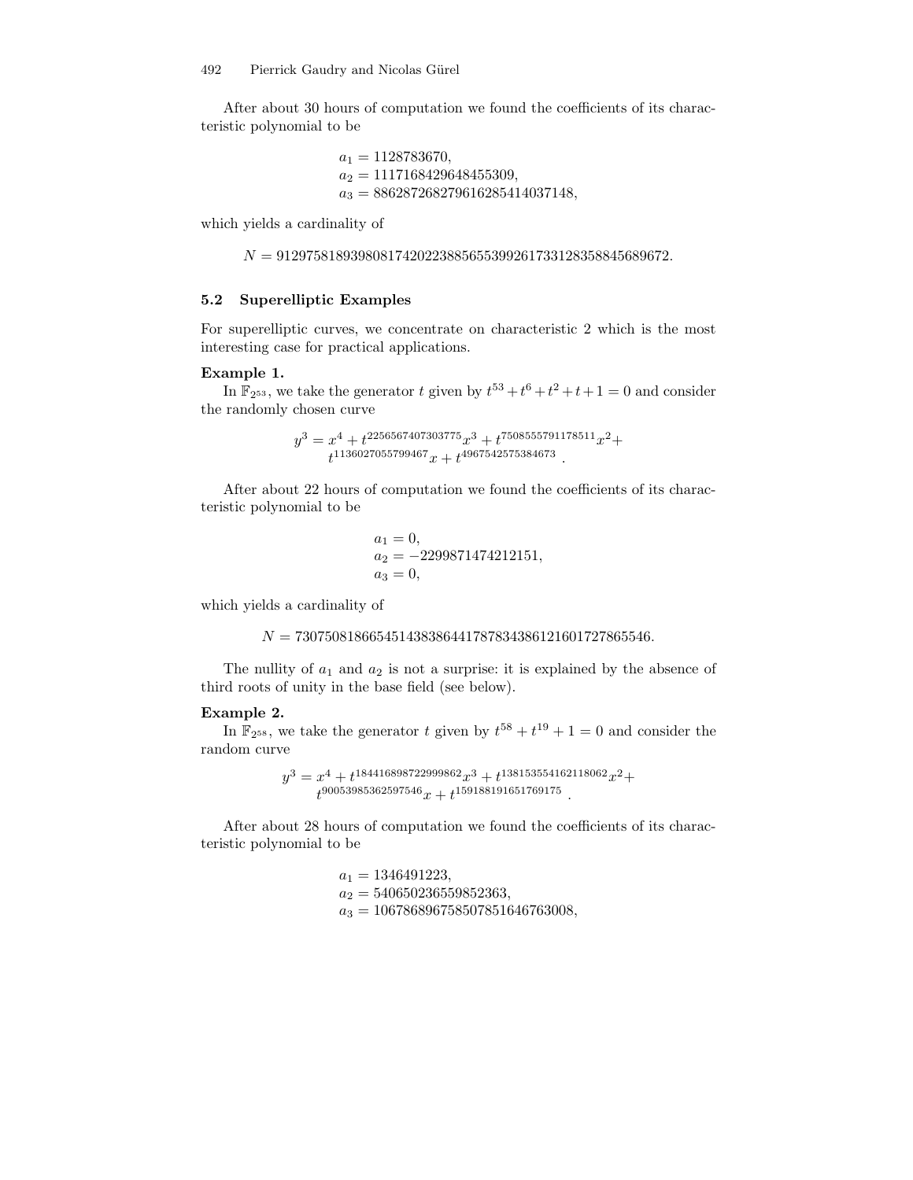After about 30 hours of computation we found the coefficients of its characteristic polynomial to be

$$a_1 = 1128783670,$$
$$a_2 = 1117168429648455309,$$
$$a_3 = 886287268279616285414037148,$$

which yields a cardinality of

$$N = 9129758189398081742022388565539926173312835884568967 2.$$

### 5.2 Superelliptic Examples

For superelliptic curves, we concentrate on characteristic 2 which is the most interesting case for practical applications.

**Example 1.**

In $\mathbb{F}_{2^{53}}$, we take the generator $t$ given by $t^{53}+t^6+t^2+t+1=0$ and consider the randomly chosen curve

$$y^3 = x^4 + t^{2256567407303775}x^3 + t^{7508555791178511}x^2 + t^{1136027055799467}x + t^{4967542575384673}\ .$$

After about 22 hours of computation we found the coefficients of its characteristic polynomial to be

$$a_1 = 0,$$
$$a_2 = -2299871474212151,$$
$$a_3 = 0,$$

which yields a cardinality of

$$N = 730750818665451438386441787834386121601727865546.$$

The nullity of $a_1$ and $a_2$ is not a surprise: it is explained by the absence of third roots of unity in the base field (see below).

**Example 2.**

In $\mathbb{F}_{2^{58}}$, we take the generator $t$ given by $t^{58}+t^{19}+1=0$ and consider the random curve

$$y^3 = x^4 + t^{184416898722999862}x^3 + t^{138153554162118062}x^2 + t^{90053985362597546}x + t^{159188191651769175}\ .$$

After about 28 hours of computation we found the coefficients of its characteristic polynomial to be

$$a_1 = 1346491223,$$
$$a_2 = 540650236559852363,$$
$$a_3 = 1067868967585078516467630 08,$$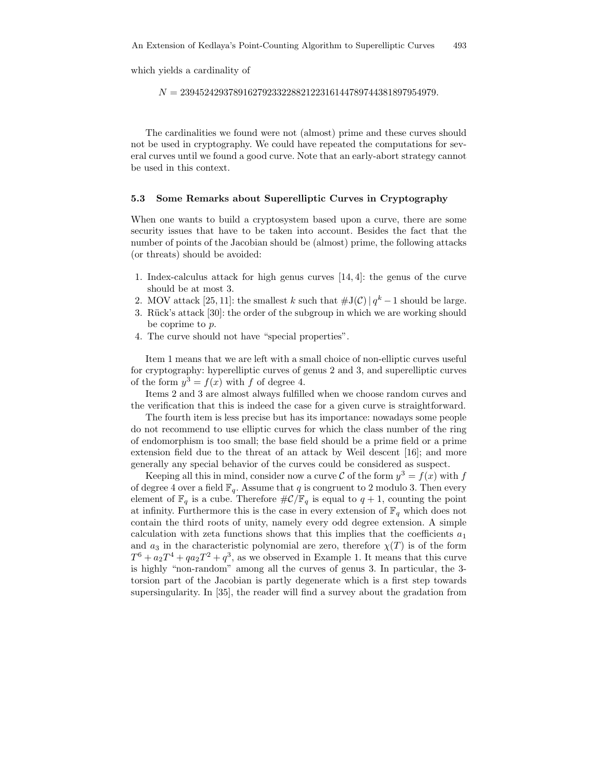which yields a cardinality of

$$N = 2394524293789162792332288212231614478974438l897954979.$$

The cardinalities we found were not (almost) prime and these curves should not be used in cryptography. We could have repeated the computations for several curves until we found a good curve. Note that an early-abort strategy cannot be used in this context.

### 5.3 Some Remarks about Superelliptic Curves in Cryptography

When one wants to build a cryptosystem based upon a curve, there are some security issues that have to be taken into account. Besides the fact that the number of points of the Jacobian should be (almost) prime, the following attacks (or threats) should be avoided:

1. Index-calculus attack for high genus curves [14, 4]: the genus of the curve should be at most 3.
2. MOV attack [25, 11]: the smallest $k$ such that $\#\mathrm{J}(\mathcal{C}) \mid q^k - 1$ should be large.
3. Rück's attack [30]: the order of the subgroup in which we are working should be coprime to $p$.
4. The curve should not have "special properties".

Item 1 means that we are left with a small choice of non-elliptic curves useful for cryptography: hyperelliptic curves of genus 2 and 3, and superelliptic curves of the form $y^3 = f(x)$ with $f$ of degree 4.

Items 2 and 3 are almost always fulfilled when we choose random curves and the verification that this is indeed the case for a given curve is straightforward.

The fourth item is less precise but has its importance: nowadays some people do not recommend to use elliptic curves for which the class number of the ring of endomorphism is too small; the base field should be a prime field or a prime extension field due to the threat of an attack by Weil descent [16]; and more generally any special behavior of the curves could be considered as suspect.

Keeping all this in mind, consider now a curve $\mathcal{C}$ of the form $y^3 = f(x)$ with $f$ of degree 4 over a field $\mathbb{F}_q$. Assume that $q$ is congruent to 2 modulo 3. Then every element of $\mathbb{F}_q$ is a cube. Therefore $\#\mathcal{C}/\mathbb{F}_q$ is equal to $q + 1$, counting the point at infinity. Furthermore this is the case in every extension of $\mathbb{F}_q$ which does not contain the third roots of unity, namely every odd degree extension. A simple calculation with zeta functions shows that this implies that the coefficients $a_1$ and $a_3$ in the characteristic polynomial are zero, therefore $\chi(T)$ is of the form $T^6 + a_2T^4 + qa_2T^2 + q^3$, as we observed in Example 1. It means that this curve is highly "non-random" among all the curves of genus 3. In particular, the 3-torsion part of the Jacobian is partly degenerate which is a first step towards supersingularity. In [35], the reader will find a survey about the gradation from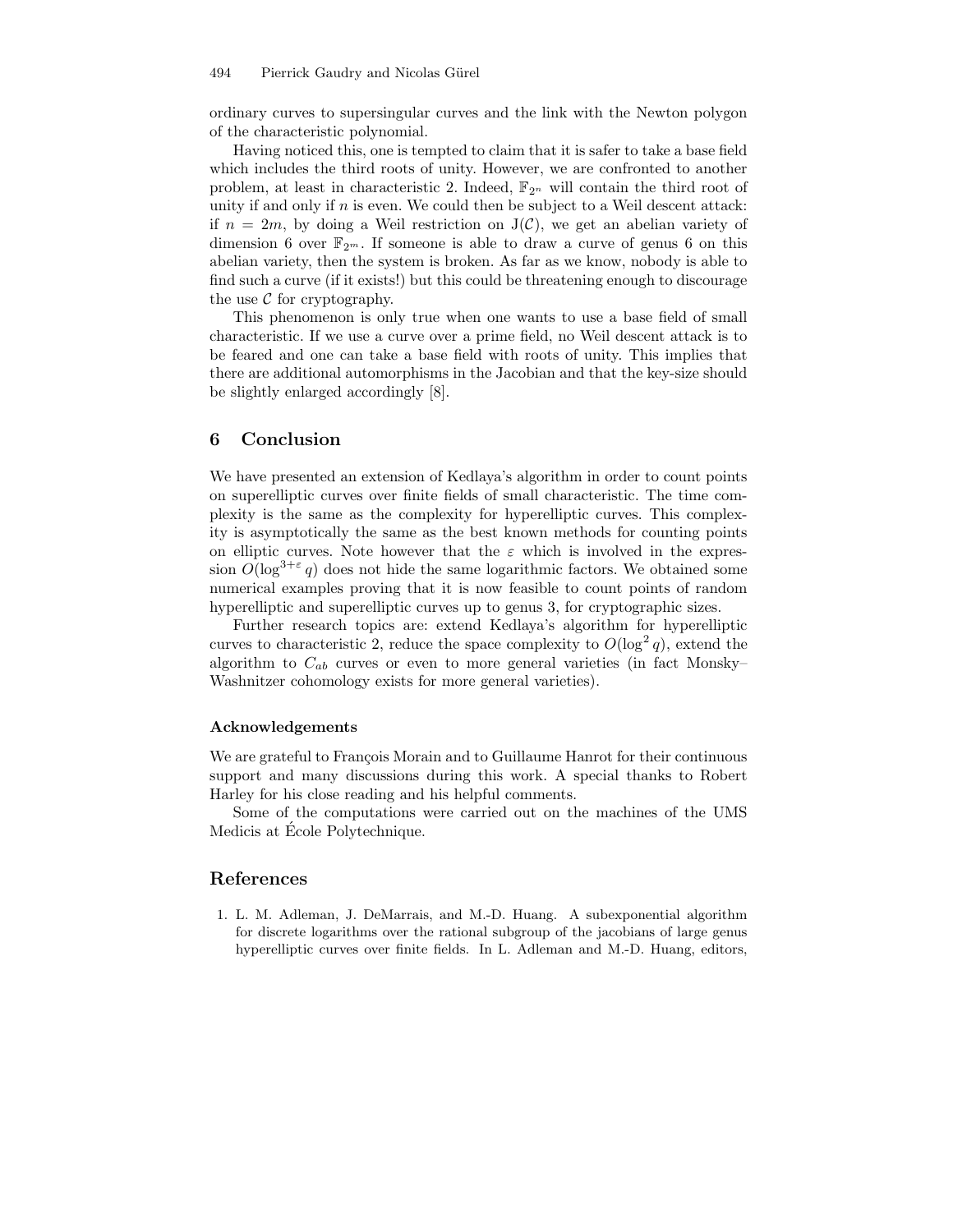ordinary curves to supersingular curves and the link with the Newton polygon of the characteristic polynomial.

Having noticed this, one is tempted to claim that it is safer to take a base field which includes the third roots of unity. However, we are confronted to another problem, at least in characteristic 2. Indeed, $\mathbb{F}_{2^n}$ will contain the third root of unity if and only if $n$ is even. We could then be subject to a Weil descent attack: if $n = 2m$, by doing a Weil restriction on $\mathrm{J}(\mathcal{C})$, we get an abelian variety of dimension 6 over $\mathbb{F}_{2^m}$. If someone is able to draw a curve of genus 6 on this abelian variety, then the system is broken. As far as we know, nobody is able to find such a curve (if it exists!) but this could be threatening enough to discourage the use $\mathcal{C}$ for cryptography.

This phenomenon is only true when one wants to use a base field of small characteristic. If we use a curve over a prime field, no Weil descent attack is to be feared and one can take a base field with roots of unity. This implies that there are additional automorphisms in the Jacobian and that the key-size should be slightly enlarged accordingly [8].

## 6 Conclusion

We have presented an extension of Kedlaya's algorithm in order to count points on superelliptic curves over finite fields of small characteristic. The time complexity is the same as the complexity for hyperelliptic curves. This complexity is asymptotically the same as the best known methods for counting points on elliptic curves. Note however that the $\varepsilon$ which is involved in the expression $O(\log^{3+\varepsilon} q)$ does not hide the same logarithmic factors. We obtained some numerical examples proving that it is now feasible to count points of random hyperelliptic and superelliptic curves up to genus 3, for cryptographic sizes.

Further research topics are: extend Kedlaya's algorithm for hyperelliptic curves to characteristic 2, reduce the space complexity to $O(\log^2 q)$, extend the algorithm to $C_{ab}$ curves or even to more general varieties (in fact Monsky–Washnitzer cohomology exists for more general varieties).

### Acknowledgements

We are grateful to François Morain and to Guillaume Hanrot for their continuous support and many discussions during this work. A special thanks to Robert Harley for his close reading and his helpful comments.

Some of the computations were carried out on the machines of the UMS Medicis at École Polytechnique.

## References

1. L. M. Adleman, J. DeMarrais, and M.-D. Huang. A subexponential algorithm for discrete logarithms over the rational subgroup of the jacobians of large genus hyperelliptic curves over finite fields. In L. Adleman and M.-D. Huang, editors,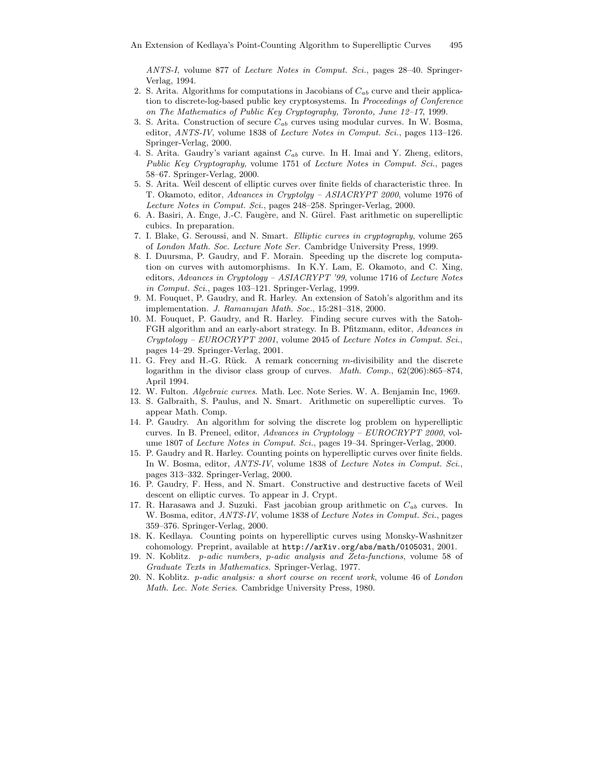*ANTS-I*, volume 877 of *Lecture Notes in Comput. Sci.*, pages 28–40. Springer-Verlag, 1994.

2. S. Arita. Algorithms for computations in Jacobians of $C_{ab}$ curve and their application to discrete-log-based public key cryptosystems. In *Proceedings of Conference on The Mathematics of Public Key Cryptography, Toronto, June 12–17*, 1999.
3. S. Arita. Construction of secure $C_{ab}$ curves using modular curves. In W. Bosma, editor, *ANTS-IV*, volume 1838 of *Lecture Notes in Comput. Sci.*, pages 113–126. Springer-Verlag, 2000.
4. S. Arita. Gaudry's variant against $C_{ab}$ curve. In H. Imai and Y. Zheng, editors, *Public Key Cryptography*, volume 1751 of *Lecture Notes in Comput. Sci.*, pages 58–67. Springer-Verlag, 2000.
5. S. Arita. Weil descent of elliptic curves over finite fields of characteristic three. In T. Okamoto, editor, *Advances in Cryptolgy – ASIACRYPT 2000*, volume 1976 of *Lecture Notes in Comput. Sci.*, pages 248–258. Springer-Verlag, 2000.
6. A. Basiri, A. Enge, J.-C. Faugère, and N. Gürel. Fast arithmetic on superelliptic cubics. In preparation.
7. I. Blake, G. Seroussi, and N. Smart. *Elliptic curves in cryptography*, volume 265 of *London Math. Soc. Lecture Note Ser.* Cambridge University Press, 1999.
8. I. Duursma, P. Gaudry, and F. Morain. Speeding up the discrete log computation on curves with automorphisms. In K.Y. Lam, E. Okamoto, and C. Xing, editors, *Advances in Cryptology – ASIACRYPT '99*, volume 1716 of *Lecture Notes in Comput. Sci.*, pages 103–121. Springer-Verlag, 1999.
9. M. Fouquet, P. Gaudry, and R. Harley. An extension of Satoh's algorithm and its implementation. *J. Ramanujan Math. Soc.*, 15:281–318, 2000.
10. M. Fouquet, P. Gaudry, and R. Harley. Finding secure curves with the Satoh-FGH algorithm and an early-abort strategy. In B. Pfitzmann, editor, *Advances in Cryptology – EUROCRYPT 2001*, volume 2045 of *Lecture Notes in Comput. Sci.*, pages 14–29. Springer-Verlag, 2001.
11. G. Frey and H.-G. Rück. A remark concerning $m$-divisibility and the discrete logarithm in the divisor class group of curves. *Math. Comp.*, 62(206):865–874, April 1994.
12. W. Fulton. *Algebraic curves*. Math. Lec. Note Series. W. A. Benjamin Inc, 1969.
13. S. Galbraith, S. Paulus, and N. Smart. Arithmetic on superelliptic curves. To appear Math. Comp.
14. P. Gaudry. An algorithm for solving the discrete log problem on hyperelliptic curves. In B. Preneel, editor, *Advances in Cryptology – EUROCRYPT 2000*, volume 1807 of *Lecture Notes in Comput. Sci.*, pages 19–34. Springer-Verlag, 2000.
15. P. Gaudry and R. Harley. Counting points on hyperelliptic curves over finite fields. In W. Bosma, editor, *ANTS-IV*, volume 1838 of *Lecture Notes in Comput. Sci.*, pages 313–332. Springer-Verlag, 2000.
16. P. Gaudry, F. Hess, and N. Smart. Constructive and destructive facets of Weil descent on elliptic curves. To appear in J. Crypt.
17. R. Harasawa and J. Suzuki. Fast jacobian group arithmetic on $C_{ab}$ curves. In W. Bosma, editor, *ANTS-IV*, volume 1838 of *Lecture Notes in Comput. Sci.*, pages 359–376. Springer-Verlag, 2000.
18. K. Kedlaya. Counting points on hyperelliptic curves using Monsky-Washnitzer cohomology. Preprint, available at `http://arXiv.org/abs/math/0105031`, 2001.
19. N. Koblitz. *p-adic numbers, p-adic analysis and Zeta-functions*, volume 58 of *Graduate Texts in Mathematics*. Springer-Verlag, 1977.
20. N. Koblitz. *p-adic analysis: a short course on recent work*, volume 46 of *London Math. Lec. Note Series*. Cambridge University Press, 1980.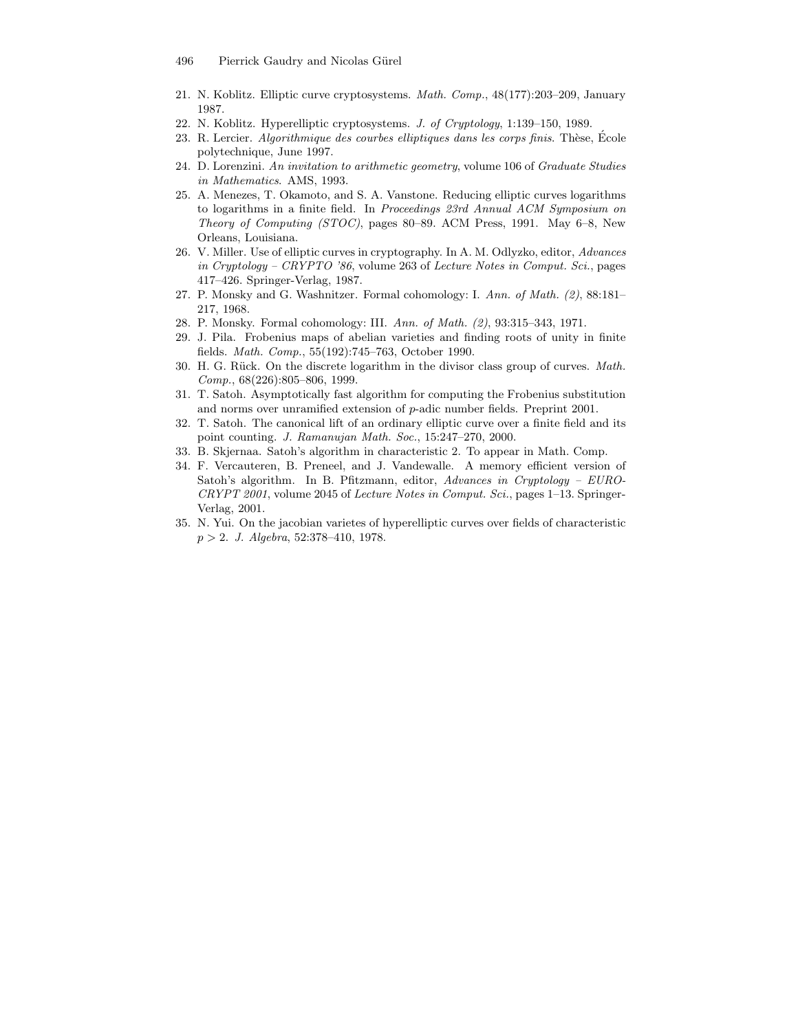21. N. Koblitz. Elliptic curve cryptosystems. *Math. Comp.*, 48(177):203–209, January 1987.
22. N. Koblitz. Hyperelliptic cryptosystems. *J. of Cryptology*, 1:139–150, 1989.
23. R. Lercier. *Algorithmique des courbes elliptiques dans les corps finis*. Thèse, École polytechnique, June 1997.
24. D. Lorenzini. *An invitation to arithmetic geometry*, volume 106 of *Graduate Studies in Mathematics*. AMS, 1993.
25. A. Menezes, T. Okamoto, and S. A. Vanstone. Reducing elliptic curves logarithms to logarithms in a finite field. In *Proceedings 23rd Annual ACM Symposium on Theory of Computing (STOC)*, pages 80–89. ACM Press, 1991. May 6–8, New Orleans, Louisiana.
26. V. Miller. Use of elliptic curves in cryptography. In A. M. Odlyzko, editor, *Advances in Cryptology – CRYPTO '86*, volume 263 of *Lecture Notes in Comput. Sci.*, pages 417–426. Springer-Verlag, 1987.
27. P. Monsky and G. Washnitzer. Formal cohomology: I. *Ann. of Math. (2)*, 88:181–217, 1968.
28. P. Monsky. Formal cohomology: III. *Ann. of Math. (2)*, 93:315–343, 1971.
29. J. Pila. Frobenius maps of abelian varieties and finding roots of unity in finite fields. *Math. Comp.*, 55(192):745–763, October 1990.
30. H. G. Rück. On the discrete logarithm in the divisor class group of curves. *Math. Comp.*, 68(226):805–806, 1999.
31. T. Satoh. Asymptotically fast algorithm for computing the Frobenius substitution and norms over unramified extension of $p$-adic number fields. Preprint 2001.
32. T. Satoh. The canonical lift of an ordinary elliptic curve over a finite field and its point counting. *J. Ramanujan Math. Soc.*, 15:247–270, 2000.
33. B. Skjernaa. Satoh's algorithm in characteristic 2. To appear in Math. Comp.
34. F. Vercauteren, B. Preneel, and J. Vandewalle. A memory efficient version of Satoh's algorithm. In B. Pfitzmann, editor, *Advances in Cryptology – EUROCRYPT 2001*, volume 2045 of *Lecture Notes in Comput. Sci.*, pages 1–13. Springer-Verlag, 2001.
35. N. Yui. On the jacobian varietes of hyperelliptic curves over fields of characteristic $p > 2$. *J. Algebra*, 52:378–410, 1978.